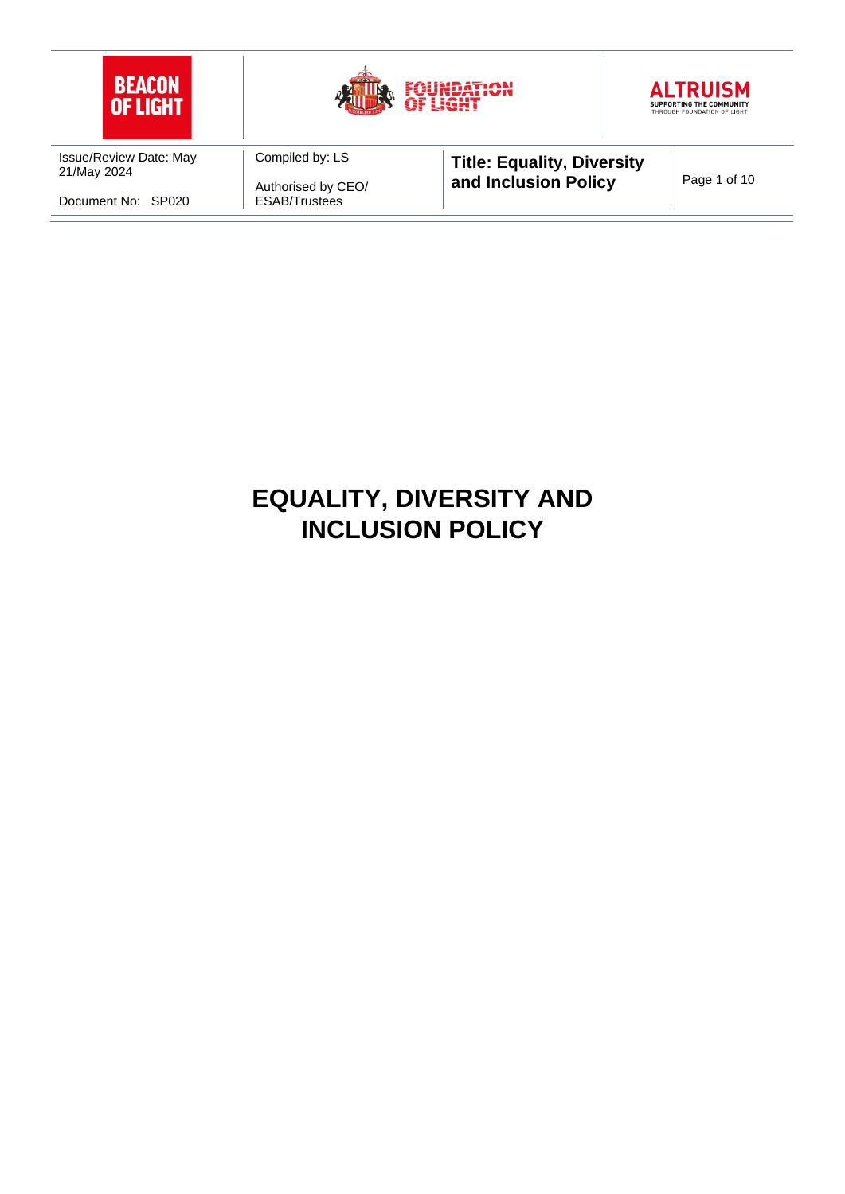# EQUALITY, DIVERSITY AND INCLUSION POLICY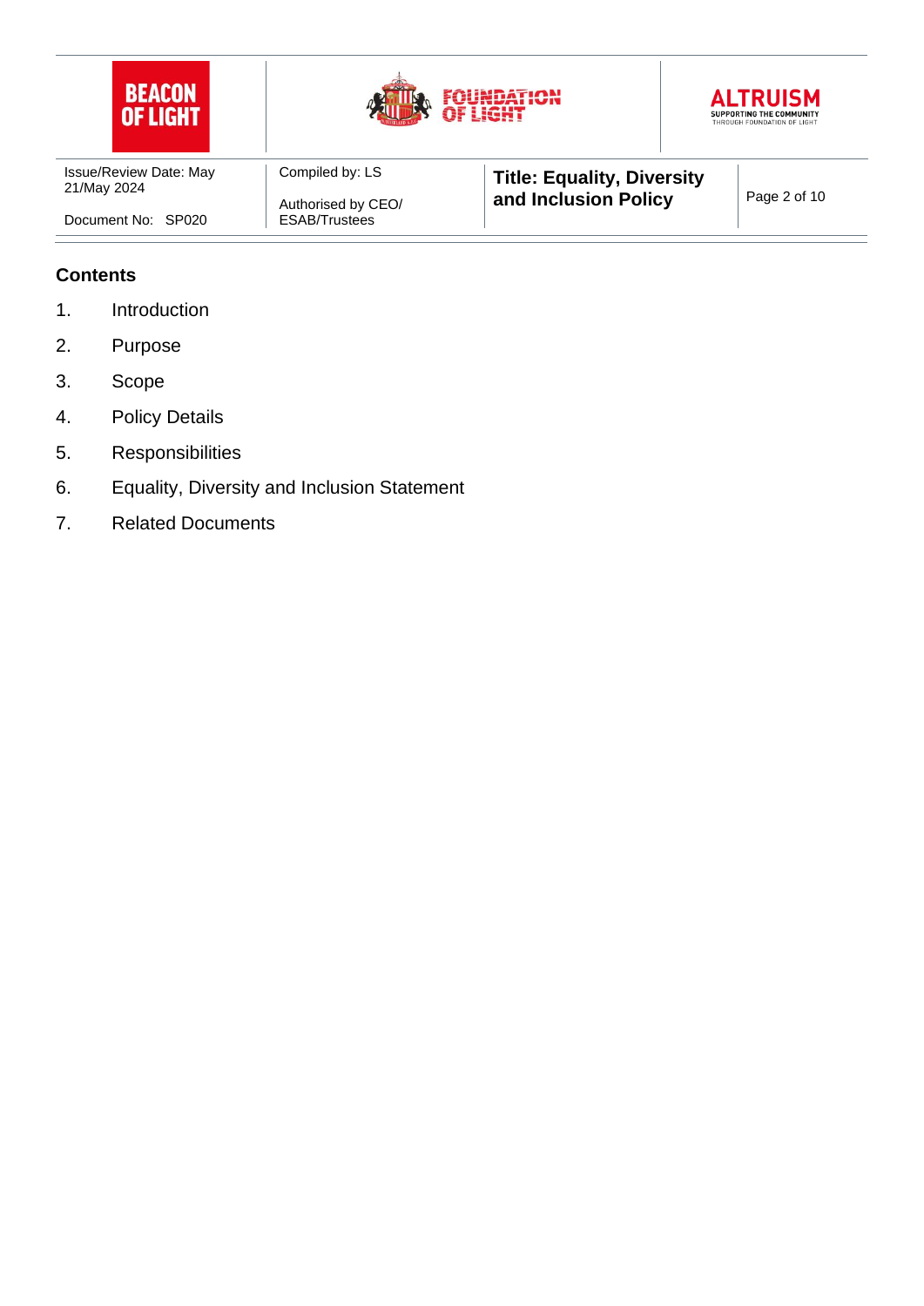**Contents**

1. Introduction
2. Purpose
3. Scope
4. Policy Details
5. Responsibilities
6. Equality, Diversity and Inclusion Statement
7. Related Documents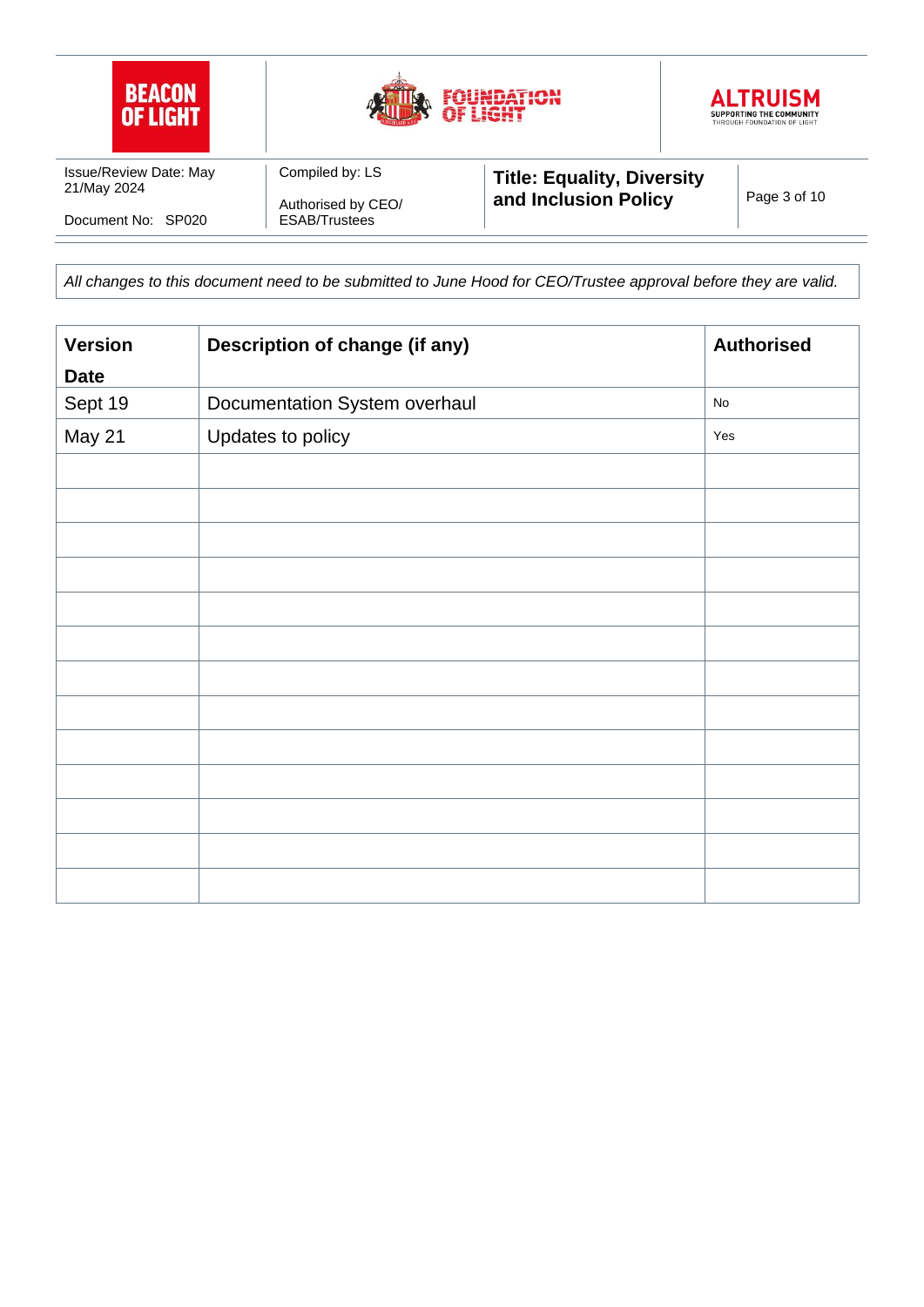*All changes to this document need to be submitted to June Hood for CEO/Trustee approval before they are valid.*

| Version Date | Description of change (if any) | Authorised |
|---|---|---|
| Sept 19 | Documentation System overhaul | No |
| May 21 | Updates to policy | Yes |
| | | |
| | | |
| | | |
| | | |
| | | |
| | | |
| | | |
| | | |
| | | |
| | | |
| | | |
| | | |
| | | |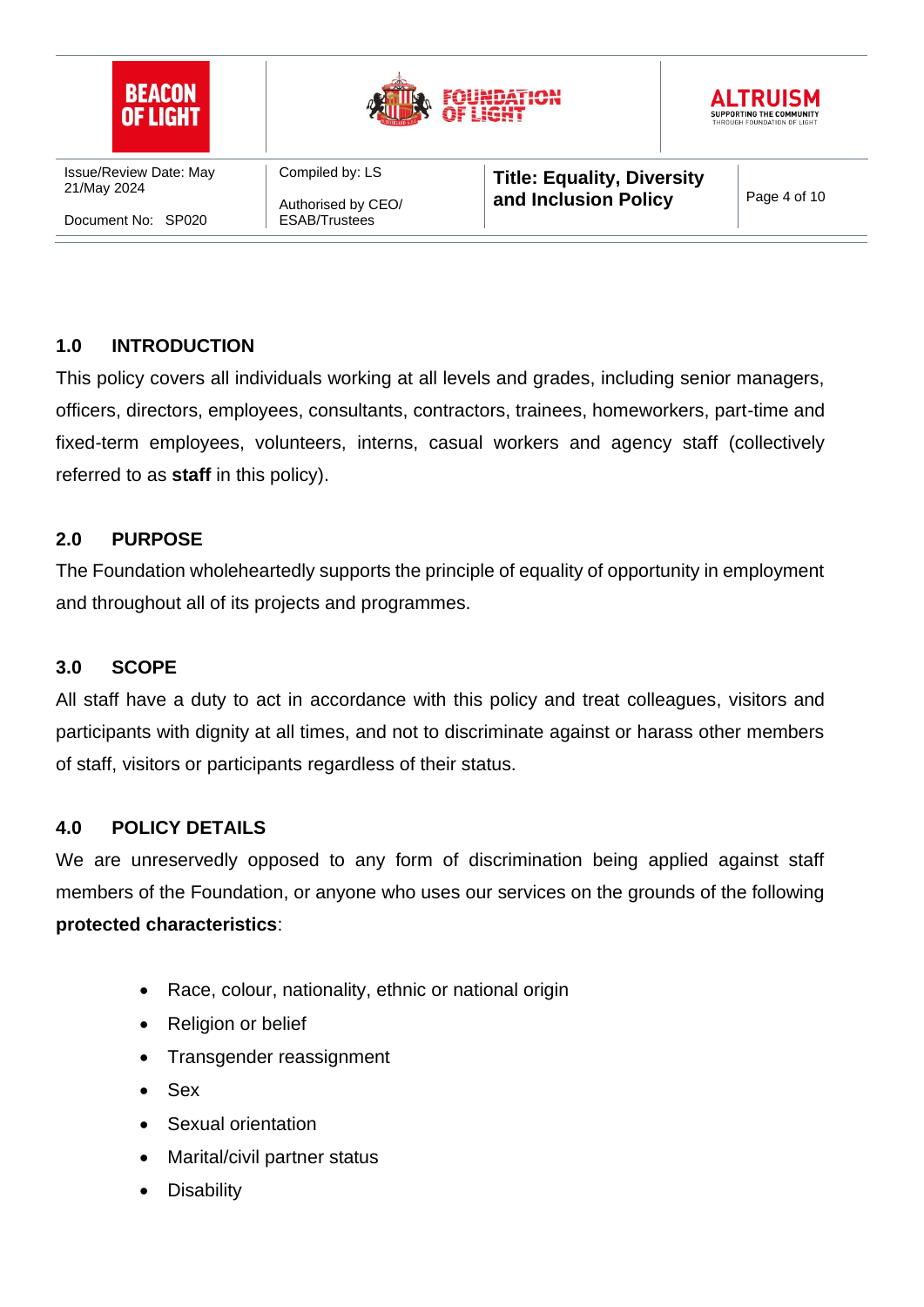## 1.0 INTRODUCTION

This policy covers all individuals working at all levels and grades, including senior managers, officers, directors, employees, consultants, contractors, trainees, homeworkers, part-time and fixed-term employees, volunteers, interns, casual workers and agency staff (collectively referred to as **staff** in this policy).

## 2.0 PURPOSE

The Foundation wholeheartedly supports the principle of equality of opportunity in employment and throughout all of its projects and programmes.

## 3.0 SCOPE

All staff have a duty to act in accordance with this policy and treat colleagues, visitors and participants with dignity at all times, and not to discriminate against or harass other members of staff, visitors or participants regardless of their status.

## 4.0 POLICY DETAILS

We are unreservedly opposed to any form of discrimination being applied against staff members of the Foundation, or anyone who uses our services on the grounds of the following **protected characteristics**:

- Race, colour, nationality, ethnic or national origin
- Religion or belief
- Transgender reassignment
- Sex
- Sexual orientation
- Marital/civil partner status
- Disability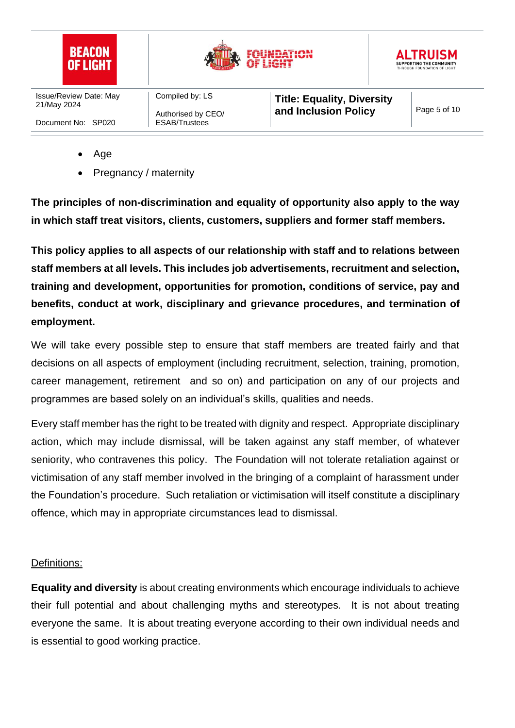- Age
- Pregnancy / maternity

**The principles of non-discrimination and equality of opportunity also apply to the way in which staff treat visitors, clients, customers, suppliers and former staff members.**

**This policy applies to all aspects of our relationship with staff and to relations between staff members at all levels. This includes job advertisements, recruitment and selection, training and development, opportunities for promotion, conditions of service, pay and benefits, conduct at work, disciplinary and grievance procedures, and termination of employment.**

We will take every possible step to ensure that staff members are treated fairly and that decisions on all aspects of employment (including recruitment, selection, training, promotion, career management, retirement and so on) and participation on any of our projects and programmes are based solely on an individual's skills, qualities and needs.

Every staff member has the right to be treated with dignity and respect. Appropriate disciplinary action, which may include dismissal, will be taken against any staff member, of whatever seniority, who contravenes this policy. The Foundation will not tolerate retaliation against or victimisation of any staff member involved in the bringing of a complaint of harassment under the Foundation's procedure. Such retaliation or victimisation will itself constitute a disciplinary offence, which may in appropriate circumstances lead to dismissal.

<u>Definitions:</u>

**Equality and diversity** is about creating environments which encourage individuals to achieve their full potential and about challenging myths and stereotypes. It is not about treating everyone the same. It is about treating everyone according to their own individual needs and is essential to good working practice.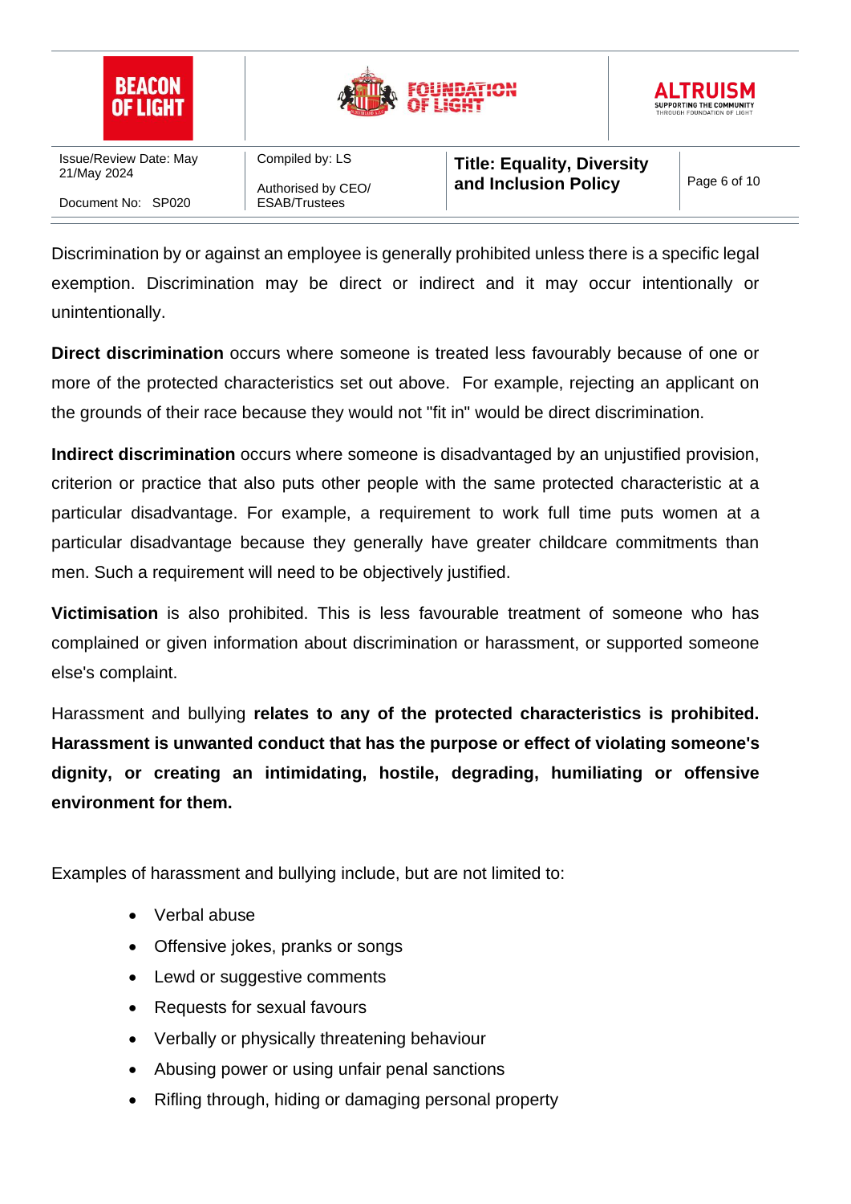Discrimination by or against an employee is generally prohibited unless there is a specific legal exemption. Discrimination may be direct or indirect and it may occur intentionally or unintentionally.

**Direct discrimination** occurs where someone is treated less favourably because of one or more of the protected characteristics set out above. For example, rejecting an applicant on the grounds of their race because they would not "fit in" would be direct discrimination.

**Indirect discrimination** occurs where someone is disadvantaged by an unjustified provision, criterion or practice that also puts other people with the same protected characteristic at a particular disadvantage. For example, a requirement to work full time puts women at a particular disadvantage because they generally have greater childcare commitments than men. Such a requirement will need to be objectively justified.

**Victimisation** is also prohibited. This is less favourable treatment of someone who has complained or given information about discrimination or harassment, or supported someone else's complaint.

Harassment and bullying **relates to any of the protected characteristics is prohibited. Harassment is unwanted conduct that has the purpose or effect of violating someone's dignity, or creating an intimidating, hostile, degrading, humiliating or offensive environment for them.**

Examples of harassment and bullying include, but are not limited to:

- Verbal abuse
- Offensive jokes, pranks or songs
- Lewd or suggestive comments
- Requests for sexual favours
- Verbally or physically threatening behaviour
- Abusing power or using unfair penal sanctions
- Rifling through, hiding or damaging personal property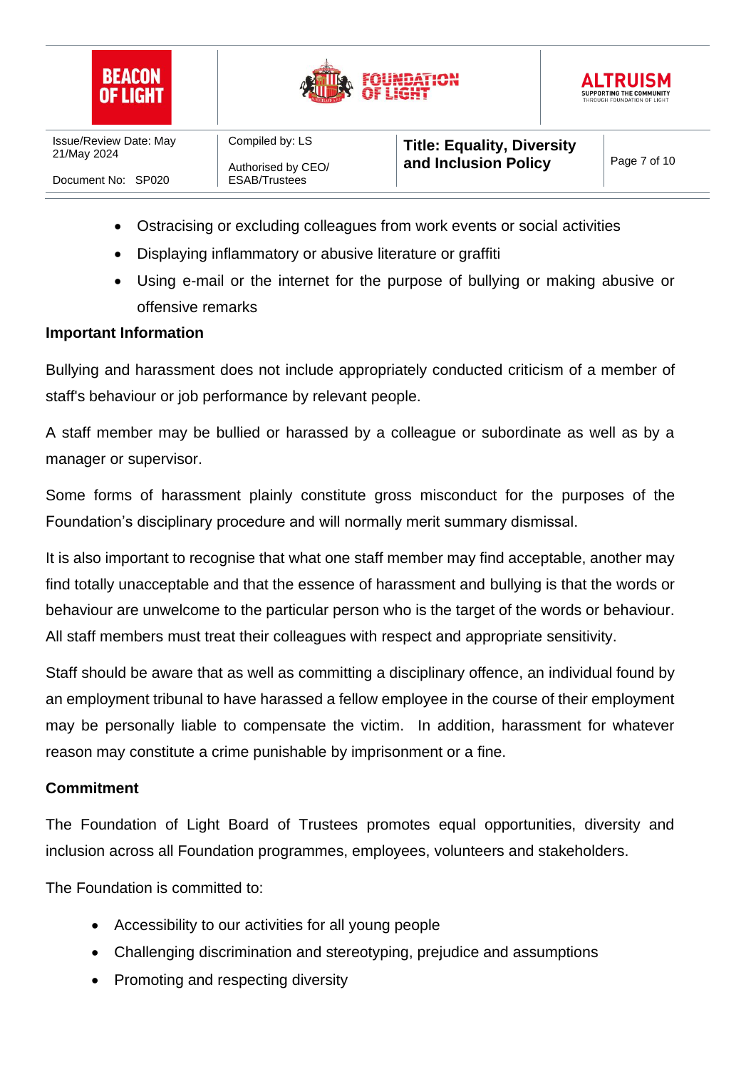- Ostracising or excluding colleagues from work events or social activities
- Displaying inflammatory or abusive literature or graffiti
- Using e-mail or the internet for the purpose of bullying or making abusive or offensive remarks

**Important Information**

Bullying and harassment does not include appropriately conducted criticism of a member of staff's behaviour or job performance by relevant people.

A staff member may be bullied or harassed by a colleague or subordinate as well as by a manager or supervisor.

Some forms of harassment plainly constitute gross misconduct for the purposes of the Foundation's disciplinary procedure and will normally merit summary dismissal.

It is also important to recognise that what one staff member may find acceptable, another may find totally unacceptable and that the essence of harassment and bullying is that the words or behaviour are unwelcome to the particular person who is the target of the words or behaviour. All staff members must treat their colleagues with respect and appropriate sensitivity.

Staff should be aware that as well as committing a disciplinary offence, an individual found by an employment tribunal to have harassed a fellow employee in the course of their employment may be personally liable to compensate the victim. In addition, harassment for whatever reason may constitute a crime punishable by imprisonment or a fine.

**Commitment**

The Foundation of Light Board of Trustees promotes equal opportunities, diversity and inclusion across all Foundation programmes, employees, volunteers and stakeholders.

The Foundation is committed to:

- Accessibility to our activities for all young people
- Challenging discrimination and stereotyping, prejudice and assumptions
- Promoting and respecting diversity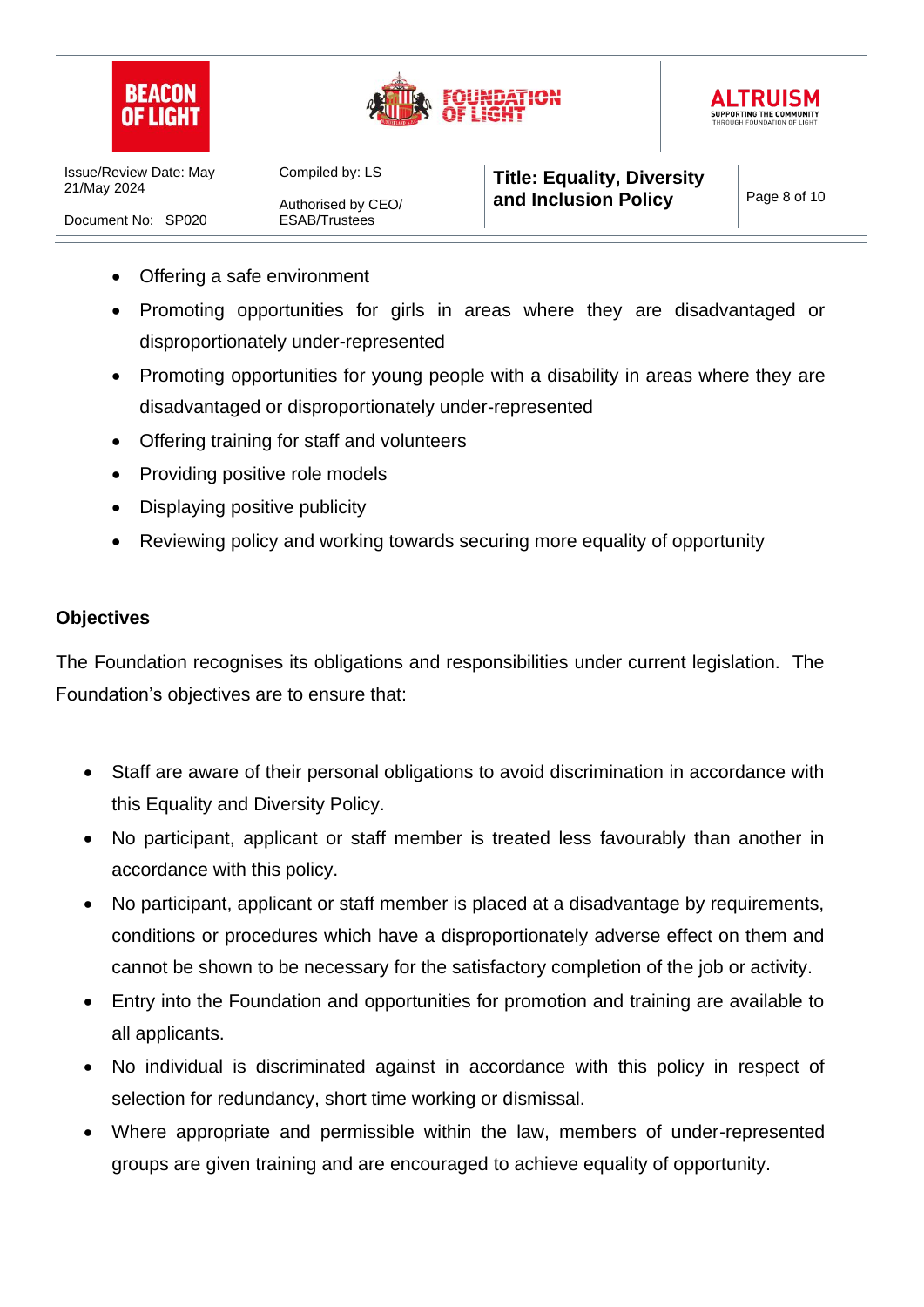- Offering a safe environment
- Promoting opportunities for girls in areas where they are disadvantaged or disproportionately under-represented
- Promoting opportunities for young people with a disability in areas where they are disadvantaged or disproportionately under-represented
- Offering training for staff and volunteers
- Providing positive role models
- Displaying positive publicity
- Reviewing policy and working towards securing more equality of opportunity

**Objectives**

The Foundation recognises its obligations and responsibilities under current legislation. The Foundation's objectives are to ensure that:

- Staff are aware of their personal obligations to avoid discrimination in accordance with this Equality and Diversity Policy.
- No participant, applicant or staff member is treated less favourably than another in accordance with this policy.
- No participant, applicant or staff member is placed at a disadvantage by requirements, conditions or procedures which have a disproportionately adverse effect on them and cannot be shown to be necessary for the satisfactory completion of the job or activity.
- Entry into the Foundation and opportunities for promotion and training are available to all applicants.
- No individual is discriminated against in accordance with this policy in respect of selection for redundancy, short time working or dismissal.
- Where appropriate and permissible within the law, members of under-represented groups are given training and are encouraged to achieve equality of opportunity.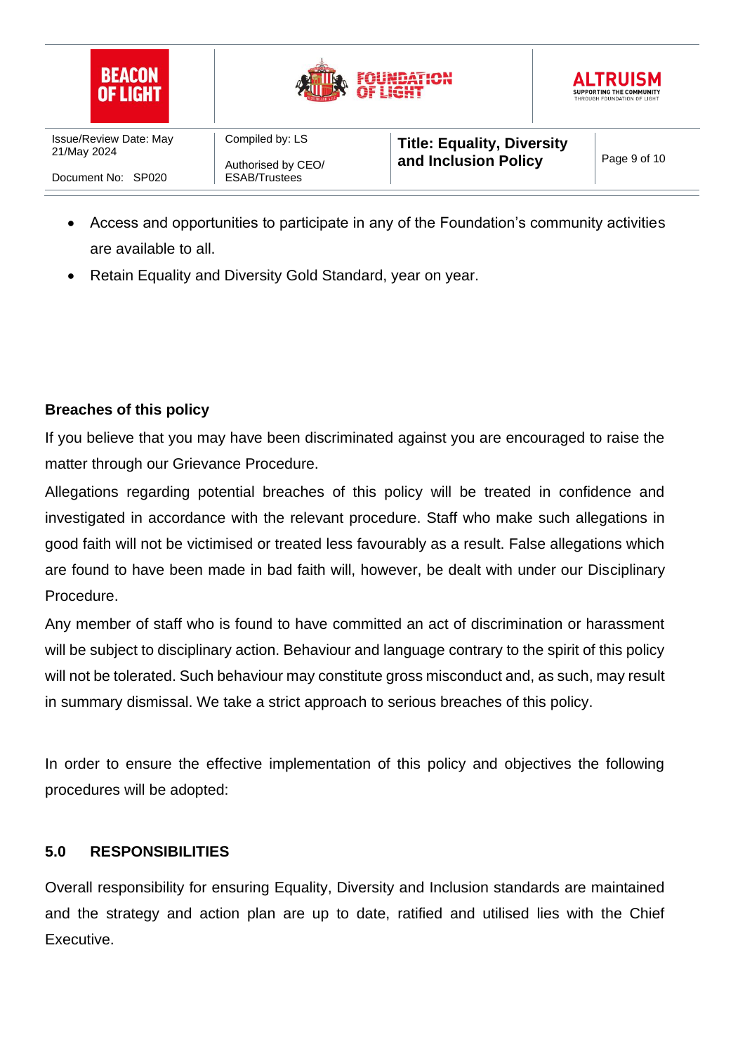- Access and opportunities to participate in any of the Foundation's community activities are available to all.
- Retain Equality and Diversity Gold Standard, year on year.

**Breaches of this policy**

If you believe that you may have been discriminated against you are encouraged to raise the matter through our Grievance Procedure.

Allegations regarding potential breaches of this policy will be treated in confidence and investigated in accordance with the relevant procedure. Staff who make such allegations in good faith will not be victimised or treated less favourably as a result. False allegations which are found to have been made in bad faith will, however, be dealt with under our Disciplinary Procedure.

Any member of staff who is found to have committed an act of discrimination or harassment will be subject to disciplinary action. Behaviour and language contrary to the spirit of this policy will not be tolerated. Such behaviour may constitute gross misconduct and, as such, may result in summary dismissal. We take a strict approach to serious breaches of this policy.

In order to ensure the effective implementation of this policy and objectives the following procedures will be adopted:

## 5.0 RESPONSIBILITIES

Overall responsibility for ensuring Equality, Diversity and Inclusion standards are maintained and the strategy and action plan are up to date, ratified and utilised lies with the Chief Executive.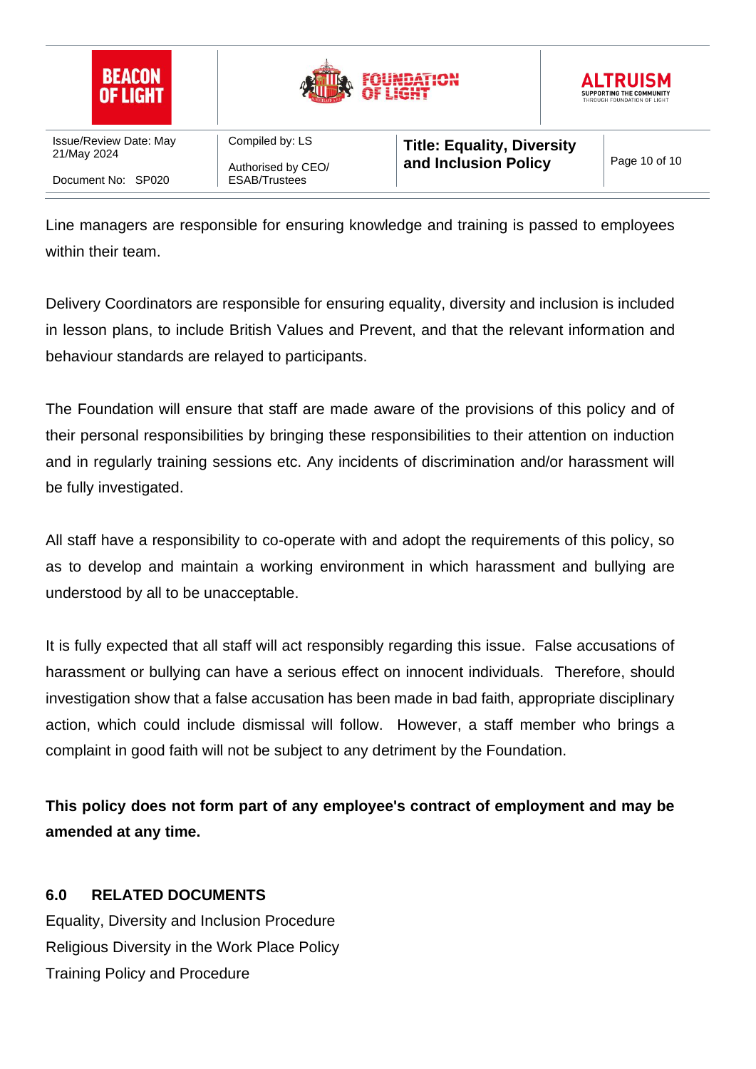Line managers are responsible for ensuring knowledge and training is passed to employees within their team.

Delivery Coordinators are responsible for ensuring equality, diversity and inclusion is included in lesson plans, to include British Values and Prevent, and that the relevant information and behaviour standards are relayed to participants.

The Foundation will ensure that staff are made aware of the provisions of this policy and of their personal responsibilities by bringing these responsibilities to their attention on induction and in regularly training sessions etc. Any incidents of discrimination and/or harassment will be fully investigated.

All staff have a responsibility to co-operate with and adopt the requirements of this policy, so as to develop and maintain a working environment in which harassment and bullying are understood by all to be unacceptable.

It is fully expected that all staff will act responsibly regarding this issue. False accusations of harassment or bullying can have a serious effect on innocent individuals. Therefore, should investigation show that a false accusation has been made in bad faith, appropriate disciplinary action, which could include dismissal will follow. However, a staff member who brings a complaint in good faith will not be subject to any detriment by the Foundation.

**This policy does not form part of any employee's contract of employment and may be amended at any time.**

## 6.0 RELATED DOCUMENTS

Equality, Diversity and Inclusion Procedure
Religious Diversity in the Work Place Policy
Training Policy and Procedure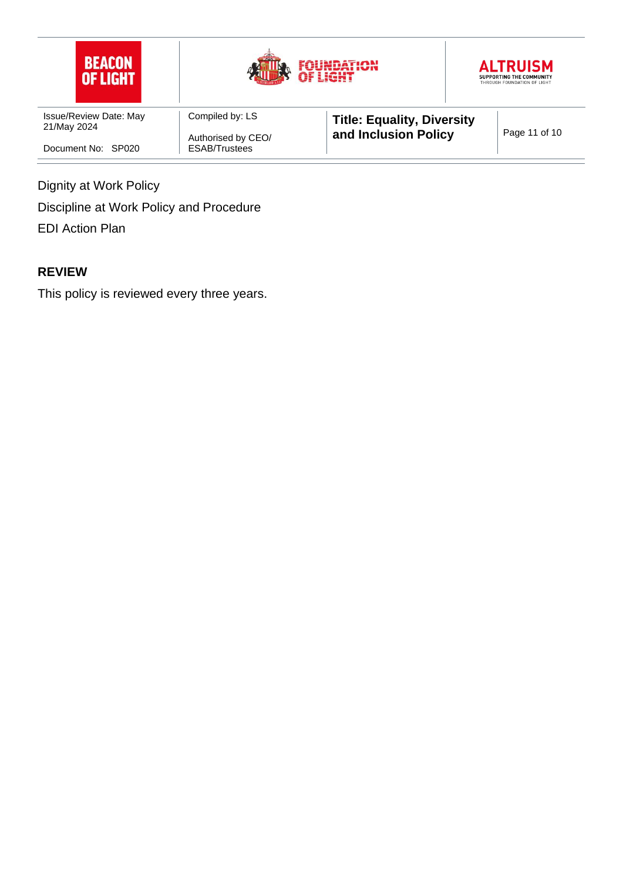Dignity at Work Policy

Discipline at Work Policy and Procedure

EDI Action Plan

## REVIEW

This policy is reviewed every three years.